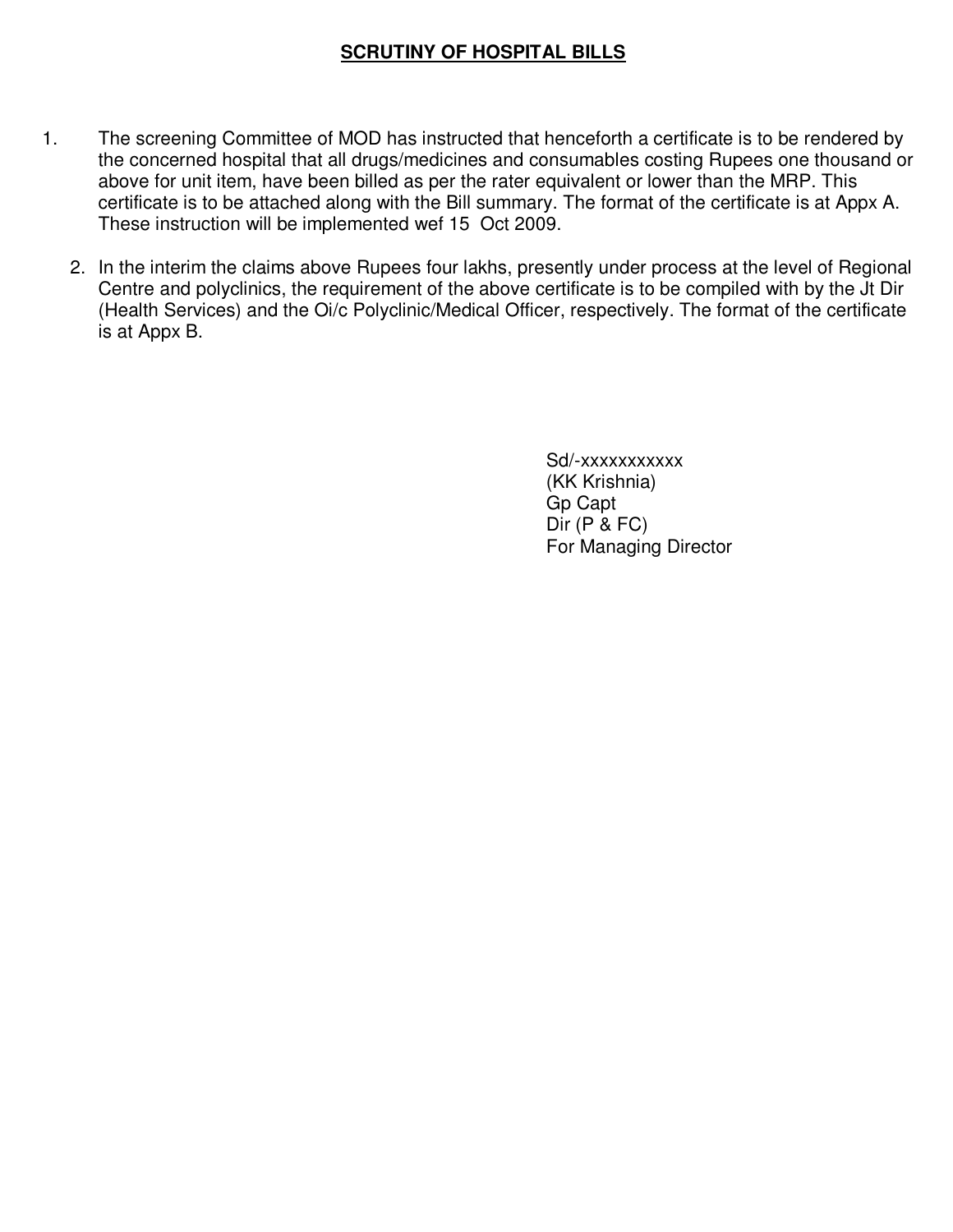**SCRUTINY OF HOSPITAL BILLS**

1. The screening Committee of MOD has instructed that henceforth a certificate is to be rendered by the concerned hospital that all drugs/medicines and consumables costing Rupees one thousand or above for unit item, have been billed as per the rater equivalent or lower than the MRP. This certificate is to be attached along with the Bill summary. The format of the certificate is at Appx A. These instruction will be implemented wef 15 Oct 2009.

2. In the interim the claims above Rupees four lakhs, presently under process at the level of Regional Centre and polyclinics, the requirement of the above certificate is to be compiled with by the Jt Dir (Health Services) and the Oi/c Polyclinic/Medical Officer, respectively. The format of the certificate is at Appx B.

Sd/-xxxxxxxxxxx  
(KK Krishnia)  
Gp Capt  
Dir (P & FC)  
For Managing Director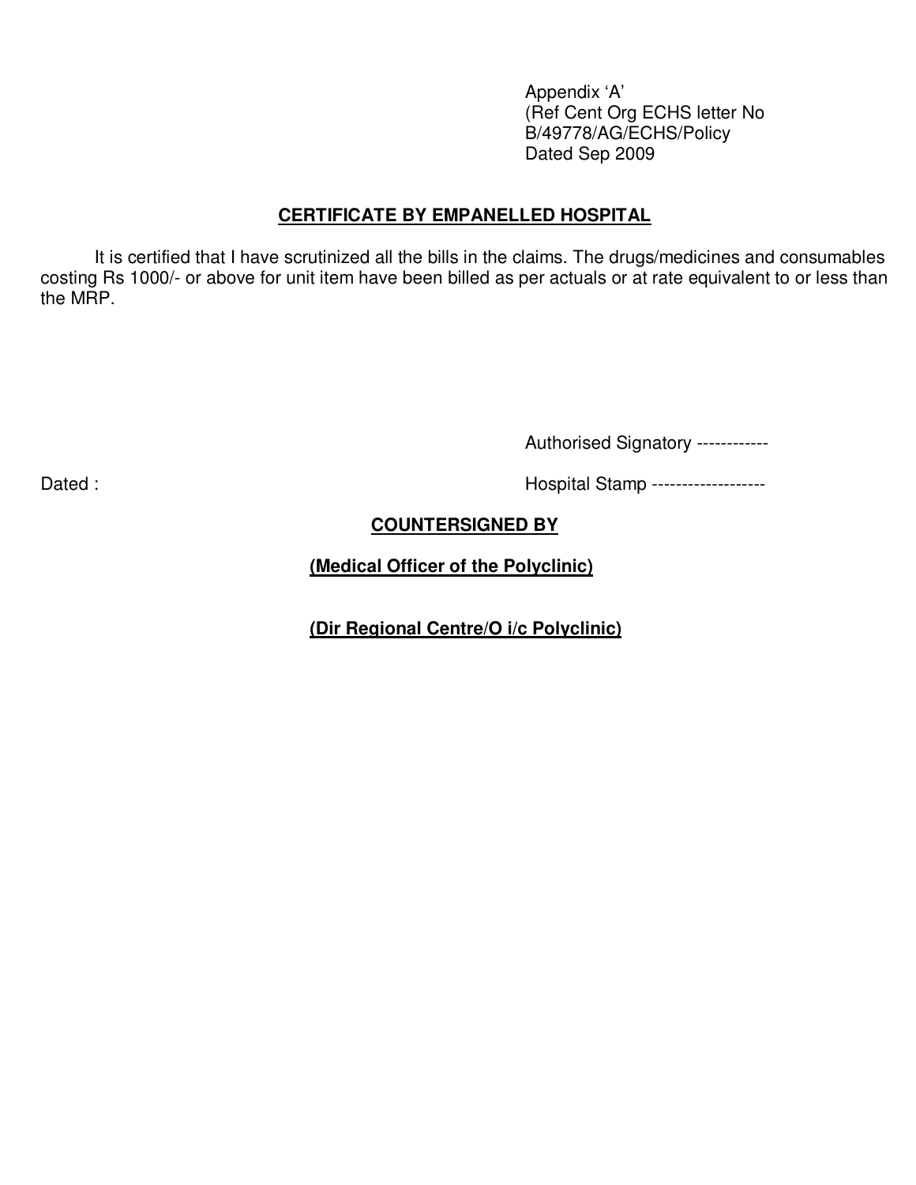Appendix 'A'
(Ref Cent Org ECHS letter No
B/49778/AG/ECHS/Policy
Dated Sep 2009

## CERTIFICATE BY EMPANELLED HOSPITAL

It is certified that I have scrutinized all the bills in the claims. The drugs/medicines and consumables costing Rs 1000/- or above for unit item have been billed as per actuals or at rate equivalent to or less than the MRP.

Authorised Signatory ------------

Dated :

Hospital Stamp -------------------

**COUNTERSIGNED BY**

**(Medical Officer of the Polyclinic)**

**(Dir Regional Centre/O i/c Polyclinic)**